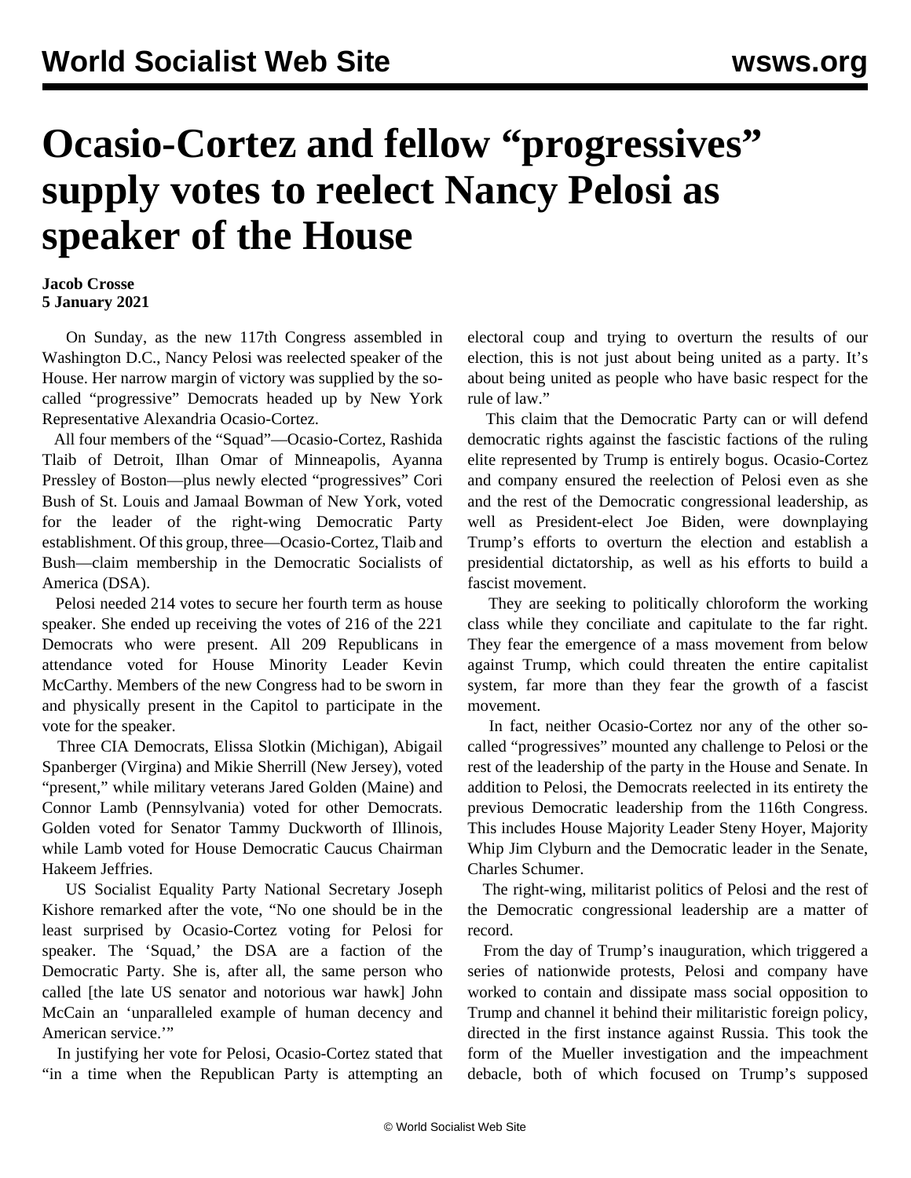# Ocasio-Cortez and fellow "progressives" supply votes to reelect Nancy Pelosi as speaker of the House

**Jacob Crosse**
**5 January 2021**

On Sunday, as the new 117th Congress assembled in Washington D.C., Nancy Pelosi was reelected speaker of the House. Her narrow margin of victory was supplied by the so-called "progressive" Democrats headed up by New York Representative Alexandria Ocasio-Cortez.

All four members of the "Squad"—Ocasio-Cortez, Rashida Tlaib of Detroit, Ilhan Omar of Minneapolis, Ayanna Pressley of Boston—plus newly elected "progressives" Cori Bush of St. Louis and Jamaal Bowman of New York, voted for the leader of the right-wing Democratic Party establishment. Of this group, three—Ocasio-Cortez, Tlaib and Bush—claim membership in the Democratic Socialists of America (DSA).

Pelosi needed 214 votes to secure her fourth term as house speaker. She ended up receiving the votes of 216 of the 221 Democrats who were present. All 209 Republicans in attendance voted for House Minority Leader Kevin McCarthy. Members of the new Congress had to be sworn in and physically present in the Capitol to participate in the vote for the speaker.

Three CIA Democrats, Elissa Slotkin (Michigan), Abigail Spanberger (Virgina) and Mikie Sherrill (New Jersey), voted "present," while military veterans Jared Golden (Maine) and Connor Lamb (Pennsylvania) voted for other Democrats. Golden voted for Senator Tammy Duckworth of Illinois, while Lamb voted for House Democratic Caucus Chairman Hakeem Jeffries.

US Socialist Equality Party National Secretary Joseph Kishore remarked after the vote, "No one should be in the least surprised by Ocasio-Cortez voting for Pelosi for speaker. The 'Squad,' the DSA are a faction of the Democratic Party. She is, after all, the same person who called [the late US senator and notorious war hawk] John McCain an 'unparalleled example of human decency and American service.'"

In justifying her vote for Pelosi, Ocasio-Cortez stated that "in a time when the Republican Party is attempting an electoral coup and trying to overturn the results of our election, this is not just about being united as a party. It's about being united as people who have basic respect for the rule of law."

This claim that the Democratic Party can or will defend democratic rights against the fascistic factions of the ruling elite represented by Trump is entirely bogus. Ocasio-Cortez and company ensured the reelection of Pelosi even as she and the rest of the Democratic congressional leadership, as well as President-elect Joe Biden, were downplaying Trump's efforts to overturn the election and establish a presidential dictatorship, as well as his efforts to build a fascist movement.

They are seeking to politically chloroform the working class while they conciliate and capitulate to the far right. They fear the emergence of a mass movement from below against Trump, which could threaten the entire capitalist system, far more than they fear the growth of a fascist movement.

In fact, neither Ocasio-Cortez nor any of the other so-called "progressives" mounted any challenge to Pelosi or the rest of the leadership of the party in the House and Senate. In addition to Pelosi, the Democrats reelected in its entirety the previous Democratic leadership from the 116th Congress. This includes House Majority Leader Steny Hoyer, Majority Whip Jim Clyburn and the Democratic leader in the Senate, Charles Schumer.

The right-wing, militarist politics of Pelosi and the rest of the Democratic congressional leadership are a matter of record.

From the day of Trump's inauguration, which triggered a series of nationwide protests, Pelosi and company have worked to contain and dissipate mass social opposition to Trump and channel it behind their militaristic foreign policy, directed in the first instance against Russia. This took the form of the Mueller investigation and the impeachment debacle, both of which focused on Trump's supposed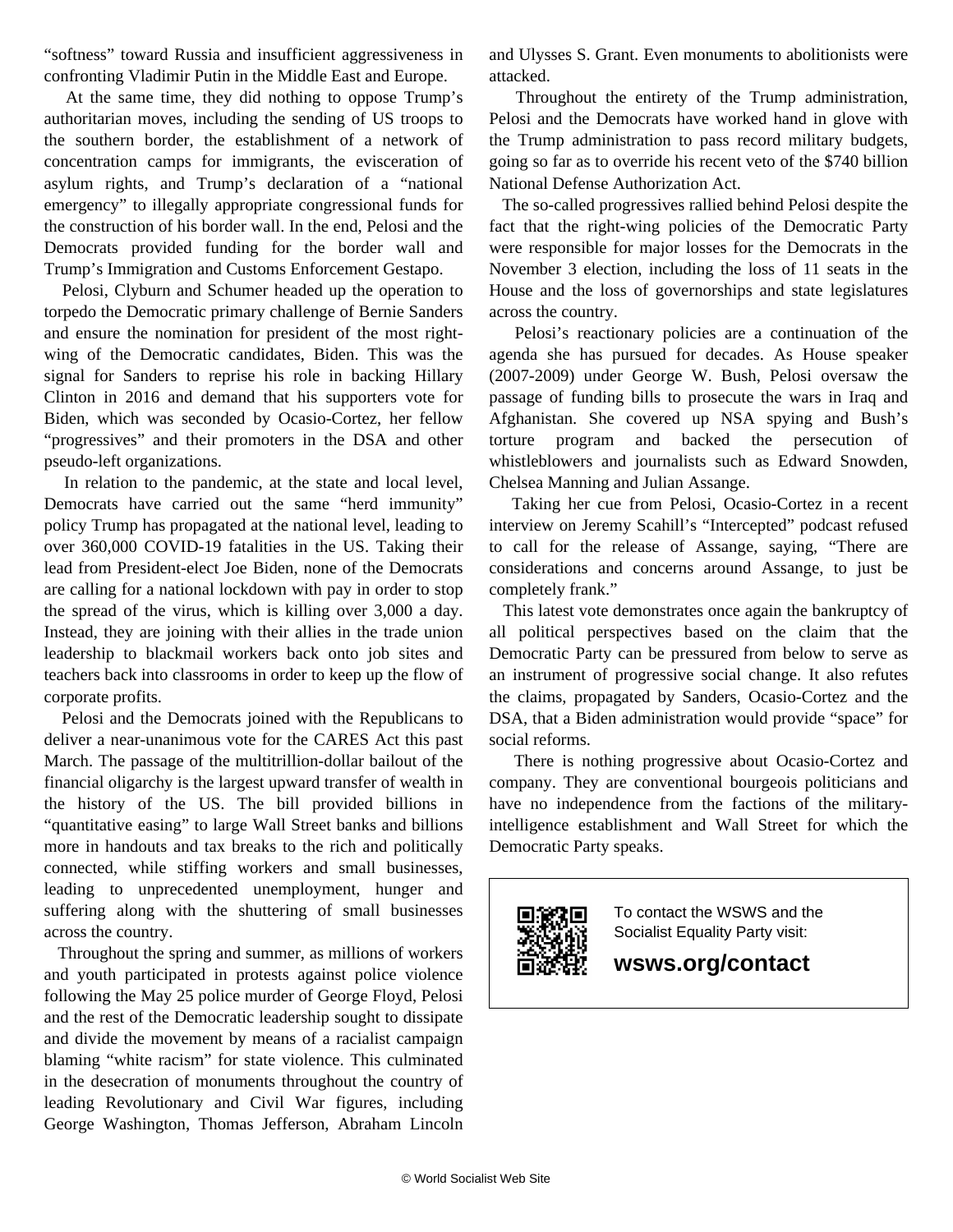"softness" toward Russia and insufficient aggressiveness in confronting Vladimir Putin in the Middle East and Europe.

At the same time, they did nothing to oppose Trump's authoritarian moves, including the sending of US troops to the southern border, the establishment of a network of concentration camps for immigrants, the evisceration of asylum rights, and Trump's declaration of a "national emergency" to illegally appropriate congressional funds for the construction of his border wall. In the end, Pelosi and the Democrats provided funding for the border wall and Trump's Immigration and Customs Enforcement Gestapo.

Pelosi, Clyburn and Schumer headed up the operation to torpedo the Democratic primary challenge of Bernie Sanders and ensure the nomination for president of the most right-wing of the Democratic candidates, Biden. This was the signal for Sanders to reprise his role in backing Hillary Clinton in 2016 and demand that his supporters vote for Biden, which was seconded by Ocasio-Cortez, her fellow "progressives" and their promoters in the DSA and other pseudo-left organizations.

In relation to the pandemic, at the state and local level, Democrats have carried out the same "herd immunity" policy Trump has propagated at the national level, leading to over 360,000 COVID-19 fatalities in the US. Taking their lead from President-elect Joe Biden, none of the Democrats are calling for a national lockdown with pay in order to stop the spread of the virus, which is killing over 3,000 a day. Instead, they are joining with their allies in the trade union leadership to blackmail workers back onto job sites and teachers back into classrooms in order to keep up the flow of corporate profits.

Pelosi and the Democrats joined with the Republicans to deliver a near-unanimous vote for the CARES Act this past March. The passage of the multitrillion-dollar bailout of the financial oligarchy is the largest upward transfer of wealth in the history of the US. The bill provided billions in "quantitative easing" to large Wall Street banks and billions more in handouts and tax breaks to the rich and politically connected, while stiffing workers and small businesses, leading to unprecedented unemployment, hunger and suffering along with the shuttering of small businesses across the country.

Throughout the spring and summer, as millions of workers and youth participated in protests against police violence following the May 25 police murder of George Floyd, Pelosi and the rest of the Democratic leadership sought to dissipate and divide the movement by means of a racialist campaign blaming "white racism" for state violence. This culminated in the desecration of monuments throughout the country of leading Revolutionary and Civil War figures, including George Washington, Thomas Jefferson, Abraham Lincoln and Ulysses S. Grant. Even monuments to abolitionists were attacked.

Throughout the entirety of the Trump administration, Pelosi and the Democrats have worked hand in glove with the Trump administration to pass record military budgets, going so far as to override his recent veto of the $740 billion National Defense Authorization Act.

The so-called progressives rallied behind Pelosi despite the fact that the right-wing policies of the Democratic Party were responsible for major losses for the Democrats in the November 3 election, including the loss of 11 seats in the House and the loss of governorships and state legislatures across the country.

Pelosi's reactionary policies are a continuation of the agenda she has pursued for decades. As House speaker (2007-2009) under George W. Bush, Pelosi oversaw the passage of funding bills to prosecute the wars in Iraq and Afghanistan. She covered up NSA spying and Bush's torture program and backed the persecution of whistleblowers and journalists such as Edward Snowden, Chelsea Manning and Julian Assange.

Taking her cue from Pelosi, Ocasio-Cortez in a recent interview on Jeremy Scahill's "Intercepted" podcast refused to call for the release of Assange, saying, "There are considerations and concerns around Assange, to just be completely frank."

This latest vote demonstrates once again the bankruptcy of all political perspectives based on the claim that the Democratic Party can be pressured from below to serve as an instrument of progressive social change. It also refutes the claims, propagated by Sanders, Ocasio-Cortez and the DSA, that a Biden administration would provide "space" for social reforms.

There is nothing progressive about Ocasio-Cortez and company. They are conventional bourgeois politicians and have no independence from the factions of the military-intelligence establishment and Wall Street for which the Democratic Party speaks.

To contact the WSWS and the Socialist Equality Party visit:

**wsws.org/contact**